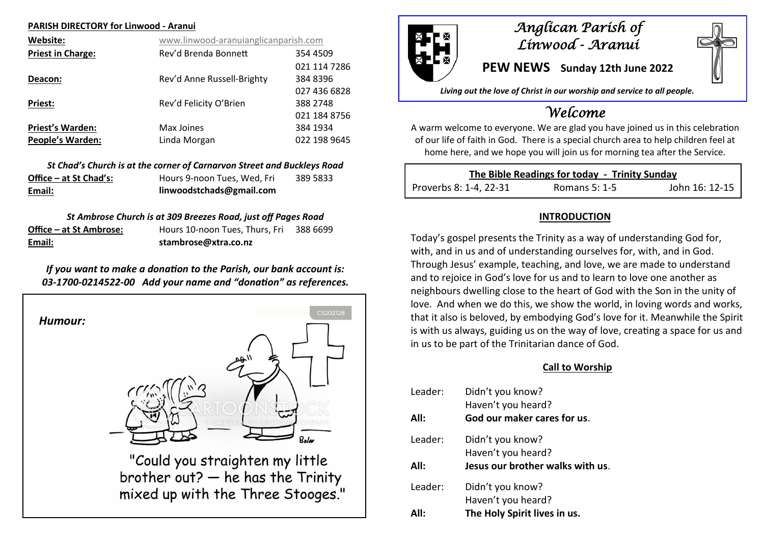**PARISH DIRECTORY for Linwood - Aranui**

| | | |
|---|---|---|
| **Website:** | www.linwood-aranuianglicanparish.com | |
| **Priest in Charge:** | Rev'd Brenda Bonnett | 354 4509<br>021 114 7286 |
| **Deacon:** | Rev'd Anne Russell-Brighty | 384 8396<br>027 436 6828 |
| **Priest:** | Rev'd Felicity O'Brien | 388 2748<br>021 184 8756 |
| **Priest's Warden:** | Max Joines | 384 1934 |
| **People's Warden:** | Linda Morgan | 022 198 9645 |

***St Chad's Church is at the corner of Carnarvon Street and Buckleys Road***

| | | |
|---|---|---|
| **Office – at St Chad's:** | Hours 9-noon Tues, Wed, Fri | 389 5833 |
| **Email:** | **linwoodstchads@gmail.com** | |

***St Ambrose Church is at 309 Breezes Road, just off Pages Road***

| | | |
|---|---|---|
| **Office – at St Ambrose:** | Hours 10-noon Tues, Thurs, Fri | 388 6699 |
| **Email:** | **stambrose@xtra.co.nz** | |

***If you want to make a donation to the Parish, our bank account is: 03-1700-0214522-00 Add your name and "donation" as references.***

***Humour:***

"Could you straighten my little brother out? — he has the Trinity mixed up with the Three Stooges."

# *Anglican Parish of Linwood - Aranui*

**PEW NEWS Sunday 12th June 2022**

***Living out the love of Christ in our worship and service to all people.***

## *Welcome*

A warm welcome to everyone. We are glad you have joined us in this celebration of our life of faith in God. There is a special church area to help children feel at home here, and we hope you will join us for morning tea after the Service.

**The Bible Readings for today - Trinity Sunday**

| Proverbs 8: 1-4, 22-31 | Romans 5: 1-5 | John 16: 12-15 |
|---|---|---|

### INTRODUCTION

Today's gospel presents the Trinity as a way of understanding God for, with, and in us and of understanding ourselves for, with, and in God. Through Jesus' example, teaching, and love, we are made to understand and to rejoice in God's love for us and to learn to love one another as neighbours dwelling close to the heart of God with the Son in the unity of love. And when we do this, we show the world, in loving words and works, that it also is beloved, by embodying God's love for it. Meanwhile the Spirit is with us always, guiding us on the way of love, creating a space for us and in us to be part of the Trinitarian dance of God.

### Call to Worship

Leader: Didn't you know?
Haven't you heard?
**All: God our maker cares for us**.

Leader: Didn't you know?
Haven't you heard?
**All: Jesus our brother walks with us**.

Leader: Didn't you know?
Haven't you heard?
**All: The Holy Spirit lives in us.**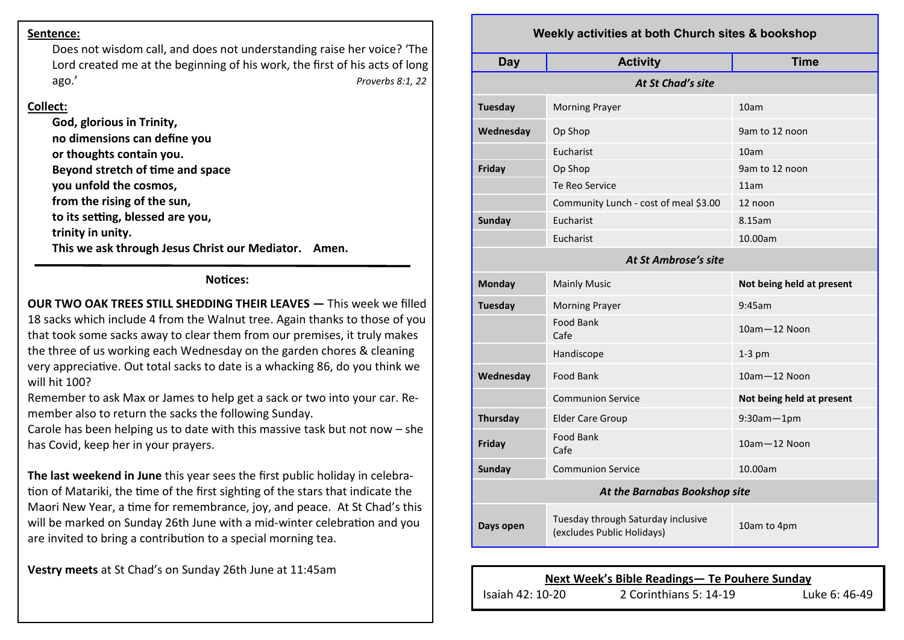**Sentence:**

Does not wisdom call, and does not understanding raise her voice? 'The Lord created me at the beginning of his work, the first of his acts of long ago.' *Proverbs 8:1, 22*

**Collect:**

**God, glorious in Trinity,**
**no dimensions can define you**
**or thoughts contain you.**
**Beyond stretch of time and space**
**you unfold the cosmos,**
**from the rising of the sun,**
**to its setting, blessed are you,**
**trinity in unity.**
**This we ask through Jesus Christ our Mediator. Amen.**

## Notices:

**OUR TWO OAK TREES STILL SHEDDING THEIR LEAVES —** This week we filled 18 sacks which include 4 from the Walnut tree. Again thanks to those of you that took some sacks away to clear them from our premises, it truly makes the three of us working each Wednesday on the garden chores & cleaning very appreciative. Out total sacks to date is a whacking 86, do you think we will hit 100?

Remember to ask Max or James to help get a sack or two into your car. Remember also to return the sacks the following Sunday.

Carole has been helping us to date with this massive task but not now – she has Covid, keep her in your prayers.

**The last weekend in June** this year sees the first public holiday in celebration of Matariki, the time of the first sighting of the stars that indicate the Maori New Year, a time for remembrance, joy, and peace. At St Chad's this will be marked on Sunday 26th June with a mid-winter celebration and you are invited to bring a contribution to a special morning tea.

**Vestry meets** at St Chad's on Sunday 26th June at 11:45am

**Weekly activities at both Church sites & bookshop**

| Day | Activity | Time |
|---|---|---|
| ***At St Chad's site*** | | |
| **Tuesday** | Morning Prayer | 10am |
| **Wednesday** | Op Shop | 9am to 12 noon |
| | Eucharist | 10am |
| **Friday** | Op Shop | 9am to 12 noon |
| | Te Reo Service | 11am |
| | Community Lunch - cost of meal $3.00 | 12 noon |
| **Sunday** | Eucharist | 8.15am |
| | Eucharist | 10.00am |
| ***At St Ambrose's site*** | | |
| **Monday** | Mainly Music | **Not being held at present** |
| **Tuesday** | Morning Prayer | 9:45am |
| | Food Bank<br>Cafe | 10am—12 Noon |
| | Handiscope | 1-3 pm |
| **Wednesday** | Food Bank | 10am—12 Noon |
| | Communion Service | **Not being held at present** |
| **Thursday** | Elder Care Group | 9:30am—1pm |
| **Friday** | Food Bank<br>Cafe | 10am—12 Noon |
| **Sunday** | Communion Service | 10.00am |
| ***At the Barnabas Bookshop site*** | | |
| **Days open** | Tuesday through Saturday inclusive (excludes Public Holidays) | 10am to 4pm |

**Next Week's Bible Readings— Te Pouhere Sunday**

Isaiah 42: 10-20 | 2 Corinthians 5: 14-19 | Luke 6: 46-49